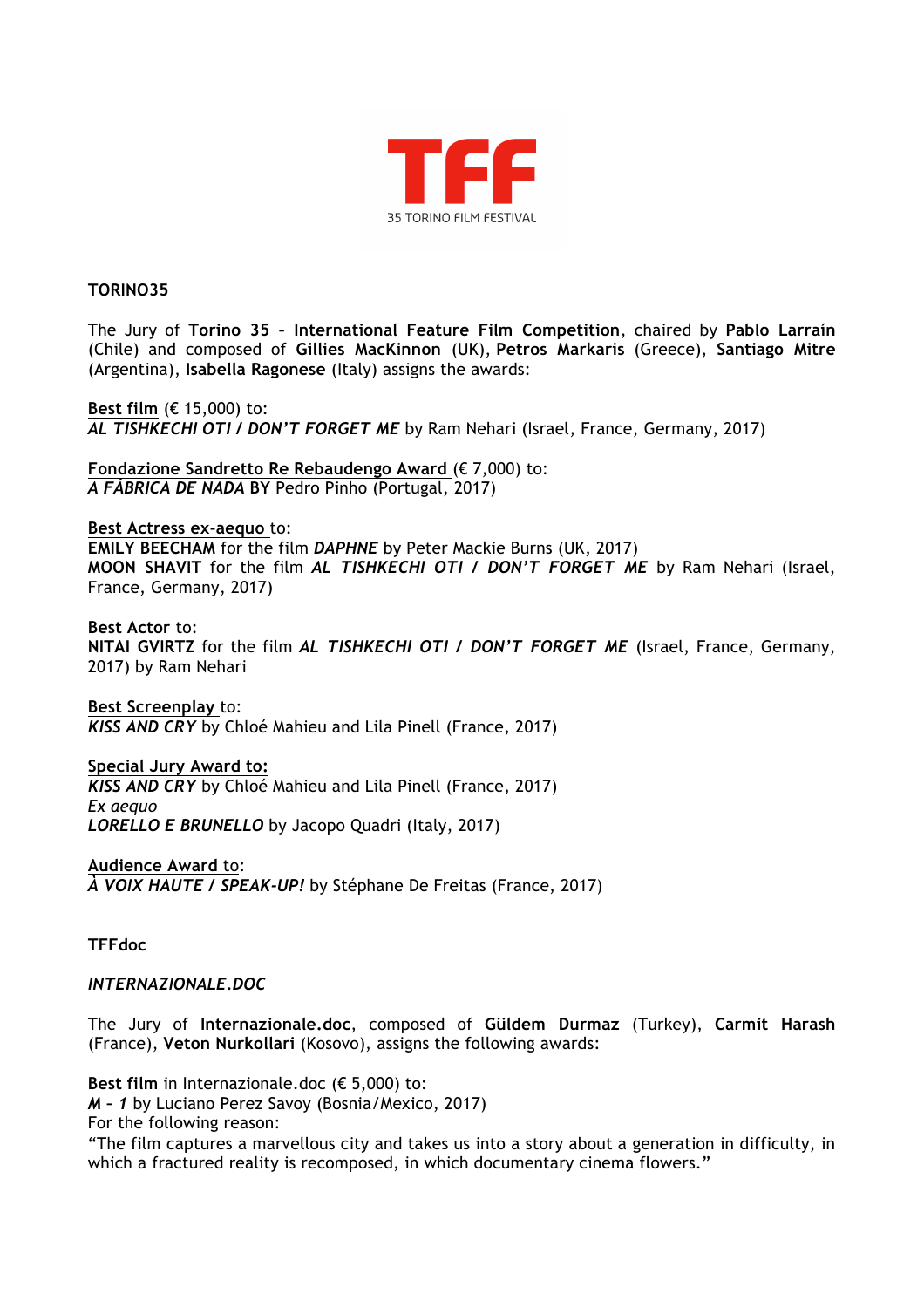TFF

35 TORINO FILM FESTIVAL

**TORINO35**

The Jury of **Torino 35 – International Feature Film Competition**, chaired by **Pablo Larraín** (Chile) and composed of **Gillies MacKinnon** (UK), **Petros Markaris** (Greece), **Santiago Mitre** (Argentina), **Isabella Ragonese** (Italy) assigns the awards:

Best film (€ 15,000) to:
***AL TISHKECHI OTI / DON'T FORGET ME*** by Ram Nehari (Israel, France, Germany, 2017)

Fondazione Sandretto Re Rebaudengo Award (€ 7,000) to:
***A FÁBRICA DE NADA*** **BY** Pedro Pinho (Portugal, 2017)

Best Actress ex-aequo to:
**EMILY BEECHAM** for the film ***DAPHNE*** by Peter Mackie Burns (UK, 2017)
**MOON SHAVIT** for the film ***AL TISHKECHI OTI / DON'T FORGET ME*** by Ram Nehari (Israel, France, Germany, 2017)

Best Actor to:
**NITAI GVIRTZ** for the film ***AL TISHKECHI OTI / DON'T FORGET ME*** (Israel, France, Germany, 2017) by Ram Nehari

Best Screenplay to:
***KISS AND CRY*** by Chloé Mahieu and Lila Pinell (France, 2017)

**Special Jury Award to:**
***KISS AND CRY*** by Chloé Mahieu and Lila Pinell (France, 2017)
*Ex aequo*
***LORELLO E BRUNELLO*** by Jacopo Quadri (Italy, 2017)

Audience Award to:
***À VOIX HAUTE / SPEAK-UP!*** by Stéphane De Freitas (France, 2017)

**TFFdoc**

***INTERNAZIONALE.DOC***

The Jury of **Internazionale.doc**, composed of **Güldem Durmaz** (Turkey), **Carmit Harash** (France), **Veton Nurkollari** (Kosovo), assigns the following awards:

**Best film** in Internazionale.doc (€ 5,000) to:
***M - 1*** by Luciano Perez Savoy (Bosnia/Mexico, 2017)
For the following reason:
"The film captures a marvellous city and takes us into a story about a generation in difficulty, in which a fractured reality is recomposed, in which documentary cinema flowers."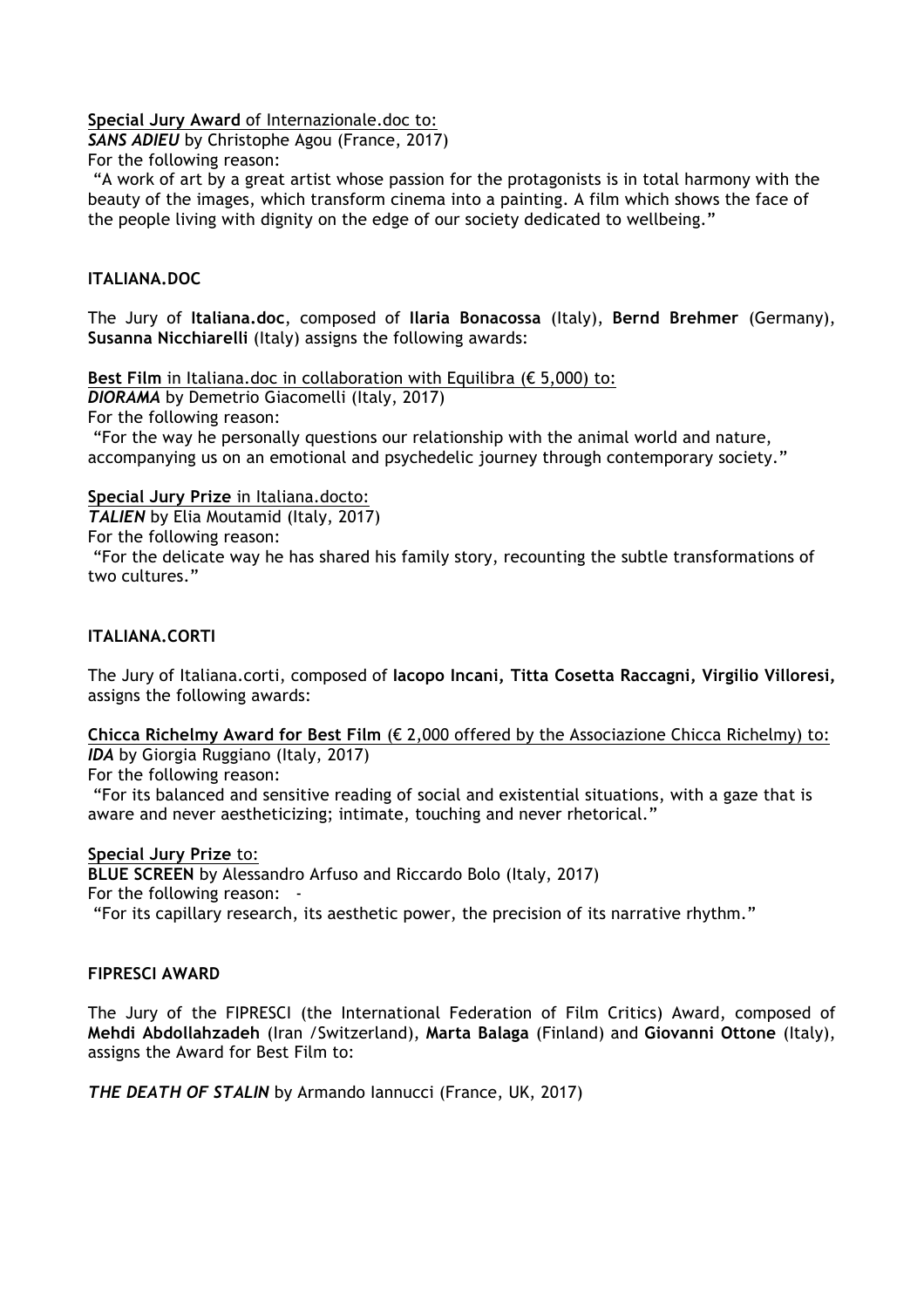**Special Jury Award** of Internazionale.doc to:
***SANS ADIEU*** by Christophe Agou (France, 2017)
For the following reason:
"A work of art by a great artist whose passion for the protagonists is in total harmony with the beauty of the images, which transform cinema into a painting. A film which shows the face of the people living with dignity on the edge of our society dedicated to wellbeing."

## ITALIANA.DOC

The Jury of **Italiana.doc**, composed of **Ilaria Bonacossa** (Italy), **Bernd Brehmer** (Germany), **Susanna Nicchiarelli** (Italy) assigns the following awards:

**Best Film** in Italiana.doc in collaboration with Equilibra (€ 5,000) to:
***DIORAMA*** by Demetrio Giacomelli (Italy, 2017)
For the following reason:
"For the way he personally questions our relationship with the animal world and nature, accompanying us on an emotional and psychedelic journey through contemporary society."

**Special Jury Prize** in Italiana.docto:
***TALIEN*** by Elia Moutamid (Italy, 2017)
For the following reason:
"For the delicate way he has shared his family story, recounting the subtle transformations of two cultures."

## ITALIANA.CORTI

The Jury of Italiana.corti, composed of **Iacopo Incani, Titta Cosetta Raccagni, Virgilio Villoresi,** assigns the following awards:

**Chicca Richelmy Award for Best Film** (€ 2,000 offered by the Associazione Chicca Richelmy) to:
***IDA*** by Giorgia Ruggiano (Italy, 2017)
For the following reason:
"For its balanced and sensitive reading of social and existential situations, with a gaze that is aware and never aestheticizing; intimate, touching and never rhetorical."

**Special Jury Prize** to:
**BLUE SCREEN** by Alessandro Arfuso and Riccardo Bolo (Italy, 2017)
For the following reason: -
"For its capillary research, its aesthetic power, the precision of its narrative rhythm."

## FIPRESCI AWARD

The Jury of the FIPRESCI (the International Federation of Film Critics) Award, composed of **Mehdi Abdollahzadeh** (Iran /Switzerland), **Marta Balaga** (Finland) and **Giovanni Ottone** (Italy), assigns the Award for Best Film to:

***THE DEATH OF STALIN*** by Armando Iannucci (France, UK, 2017)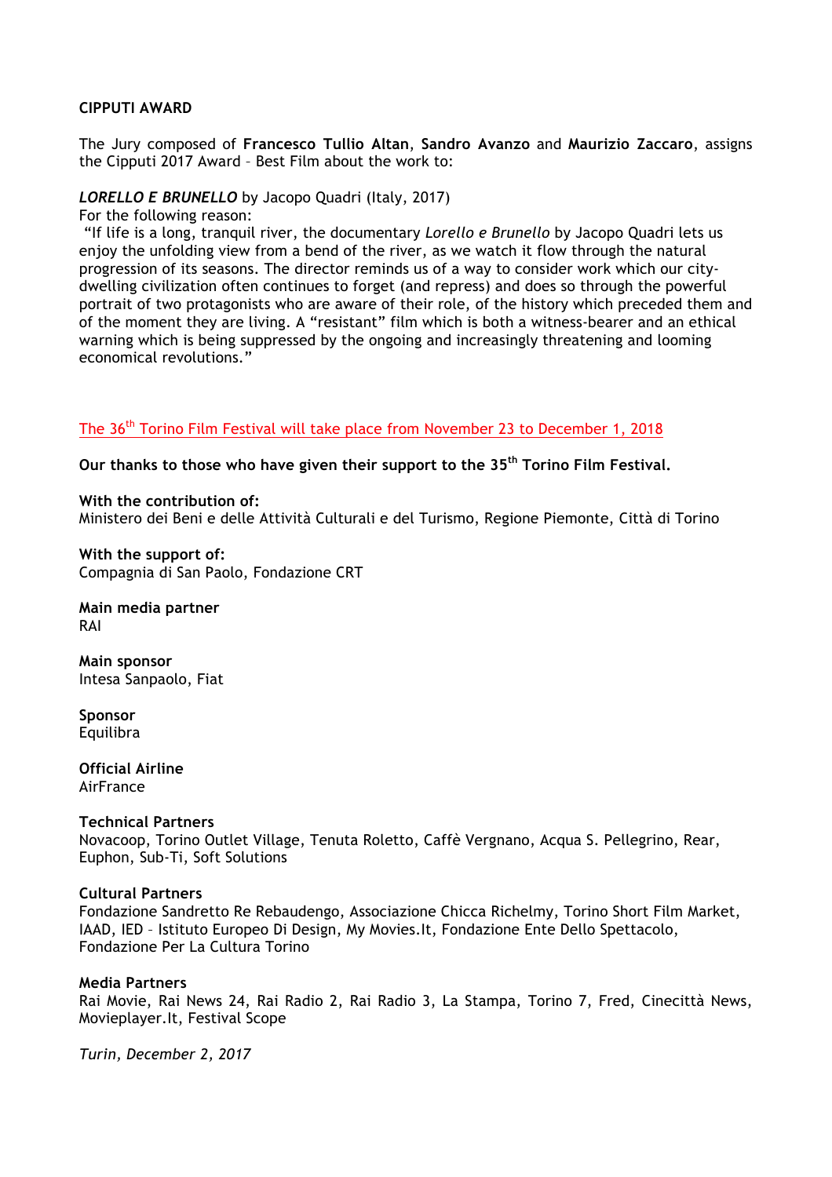**CIPPUTI AWARD**

The Jury composed of **Francesco Tullio Altan**, **Sandro Avanzo** and **Maurizio Zaccaro**, assigns the Cipputi 2017 Award – Best Film about the work to:

***LORELLO E BRUNELLO*** by Jacopo Quadri (Italy, 2017)

For the following reason:

"If life is a long, tranquil river, the documentary *Lorello e Brunello* by Jacopo Quadri lets us enjoy the unfolding view from a bend of the river, as we watch it flow through the natural progression of its seasons. The director reminds us of a way to consider work which our city-dwelling civilization often continues to forget (and repress) and does so through the powerful portrait of two protagonists who are aware of their role, of the history which preceded them and of the moment they are living. A "resistant" film which is both a witness-bearer and an ethical warning which is being suppressed by the ongoing and increasingly threatening and looming economical revolutions."

The 36th Torino Film Festival will take place from November 23 to December 1, 2018

**Our thanks to those who have given their support to the 35th Torino Film Festival.**

**With the contribution of:**
Ministero dei Beni e delle Attività Culturali e del Turismo, Regione Piemonte, Città di Torino

**With the support of:**
Compagnia di San Paolo, Fondazione CRT

**Main media partner**
RAI

**Main sponsor**
Intesa Sanpaolo, Fiat

**Sponsor**
Equilibra

**Official Airline**
AirFrance

**Technical Partners**
Novacoop, Torino Outlet Village, Tenuta Roletto, Caffè Vergnano, Acqua S. Pellegrino, Rear, Euphon, Sub-Ti, Soft Solutions

**Cultural Partners**
Fondazione Sandretto Re Rebaudengo, Associazione Chicca Richelmy, Torino Short Film Market, IAAD, IED – Istituto Europeo Di Design, My Movies.It, Fondazione Ente Dello Spettacolo, Fondazione Per La Cultura Torino

**Media Partners**
Rai Movie, Rai News 24, Rai Radio 2, Rai Radio 3, La Stampa, Torino 7, Fred, Cinecittà News, Movieplayer.It, Festival Scope

*Turin, December 2, 2017*